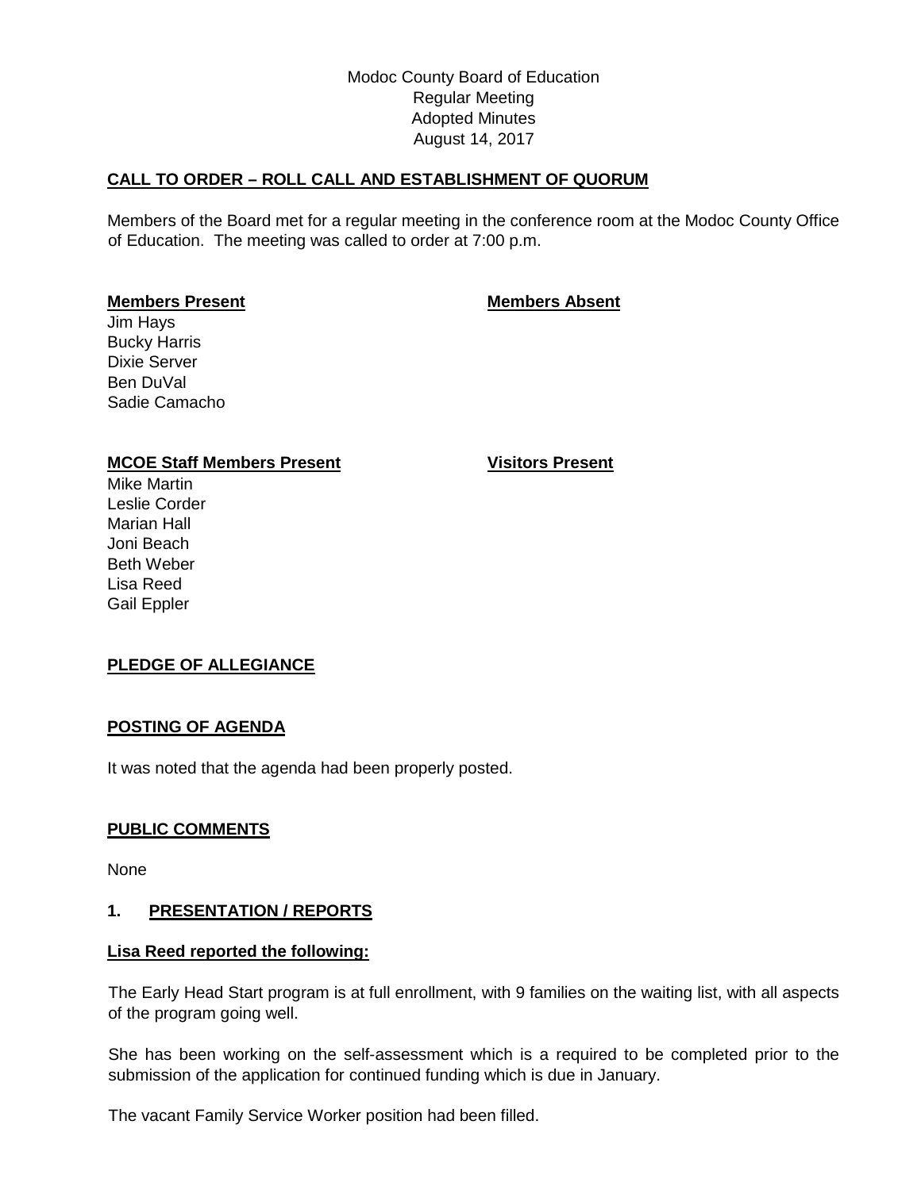Modoc County Board of Education
Regular Meeting
Adopted Minutes
August 14, 2017

## CALL TO ORDER – ROLL CALL AND ESTABLISHMENT OF QUORUM

Members of the Board met for a regular meeting in the conference room at the Modoc County Office of Education. The meeting was called to order at 7:00 p.m.

| Members Present | Members Absent |
|---|---|
| Jim Hays | |
| Bucky Harris | |
| Dixie Server | |
| Ben DuVal | |
| Sadie Camacho | |

| MCOE Staff Members Present | Visitors Present |
|---|---|
| Mike Martin | |
| Leslie Corder | |
| Marian Hall | |
| Joni Beach | |
| Beth Weber | |
| Lisa Reed | |
| Gail Eppler | |

## PLEDGE OF ALLEGIANCE

## POSTING OF AGENDA

It was noted that the agenda had been properly posted.

## PUBLIC COMMENTS

None

## 1. PRESENTATION / REPORTS

### Lisa Reed reported the following:

The Early Head Start program is at full enrollment, with 9 families on the waiting list, with all aspects of the program going well.

She has been working on the self-assessment which is a required to be completed prior to the submission of the application for continued funding which is due in January.

The vacant Family Service Worker position had been filled.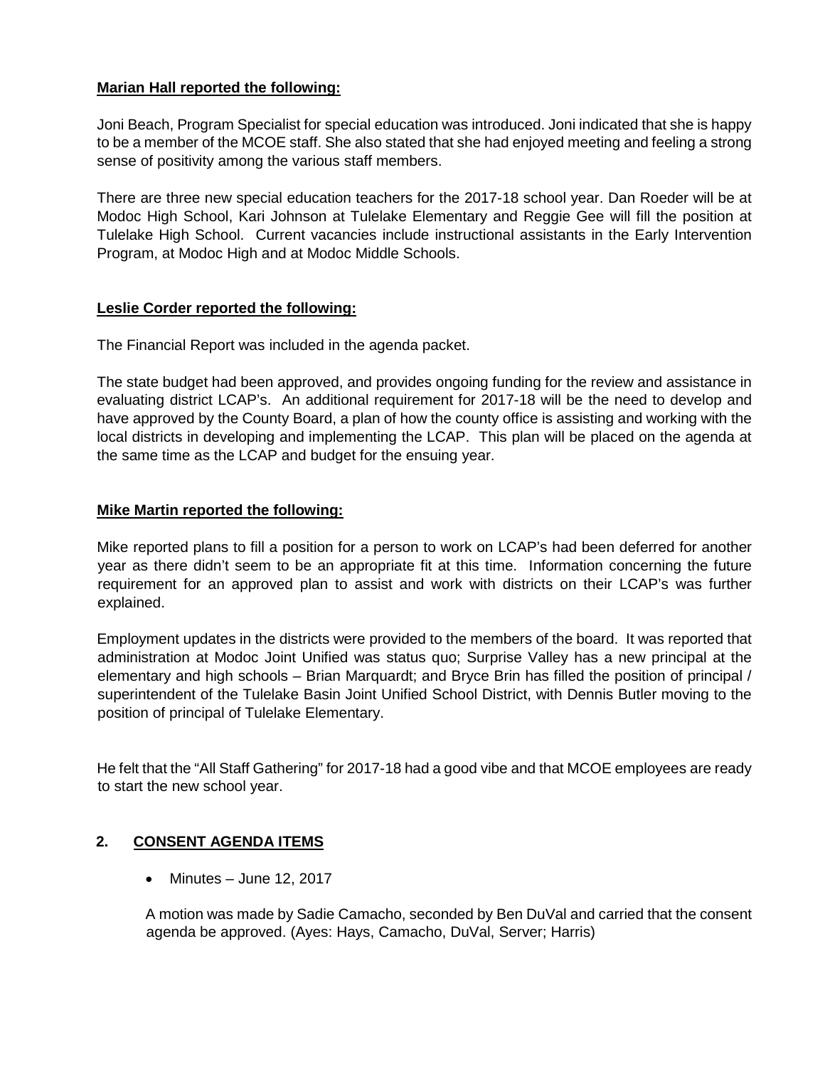**Marian Hall reported the following:**

Joni Beach, Program Specialist for special education was introduced. Joni indicated that she is happy to be a member of the MCOE staff. She also stated that she had enjoyed meeting and feeling a strong sense of positivity among the various staff members.

There are three new special education teachers for the 2017-18 school year. Dan Roeder will be at Modoc High School, Kari Johnson at Tulelake Elementary and Reggie Gee will fill the position at Tulelake High School. Current vacancies include instructional assistants in the Early Intervention Program, at Modoc High and at Modoc Middle Schools.

**Leslie Corder reported the following:**

The Financial Report was included in the agenda packet.

The state budget had been approved, and provides ongoing funding for the review and assistance in evaluating district LCAP's. An additional requirement for 2017-18 will be the need to develop and have approved by the County Board, a plan of how the county office is assisting and working with the local districts in developing and implementing the LCAP. This plan will be placed on the agenda at the same time as the LCAP and budget for the ensuing year.

**Mike Martin reported the following:**

Mike reported plans to fill a position for a person to work on LCAP's had been deferred for another year as there didn't seem to be an appropriate fit at this time. Information concerning the future requirement for an approved plan to assist and work with districts on their LCAP's was further explained.

Employment updates in the districts were provided to the members of the board. It was reported that administration at Modoc Joint Unified was status quo; Surprise Valley has a new principal at the elementary and high schools – Brian Marquardt; and Bryce Brin has filled the position of principal / superintendent of the Tulelake Basin Joint Unified School District, with Dennis Butler moving to the position of principal of Tulelake Elementary.

He felt that the "All Staff Gathering" for 2017-18 had a good vibe and that MCOE employees are ready to start the new school year.

## 2. CONSENT AGENDA ITEMS

- Minutes – June 12, 2017

A motion was made by Sadie Camacho, seconded by Ben DuVal and carried that the consent agenda be approved. (Ayes: Hays, Camacho, DuVal, Server; Harris)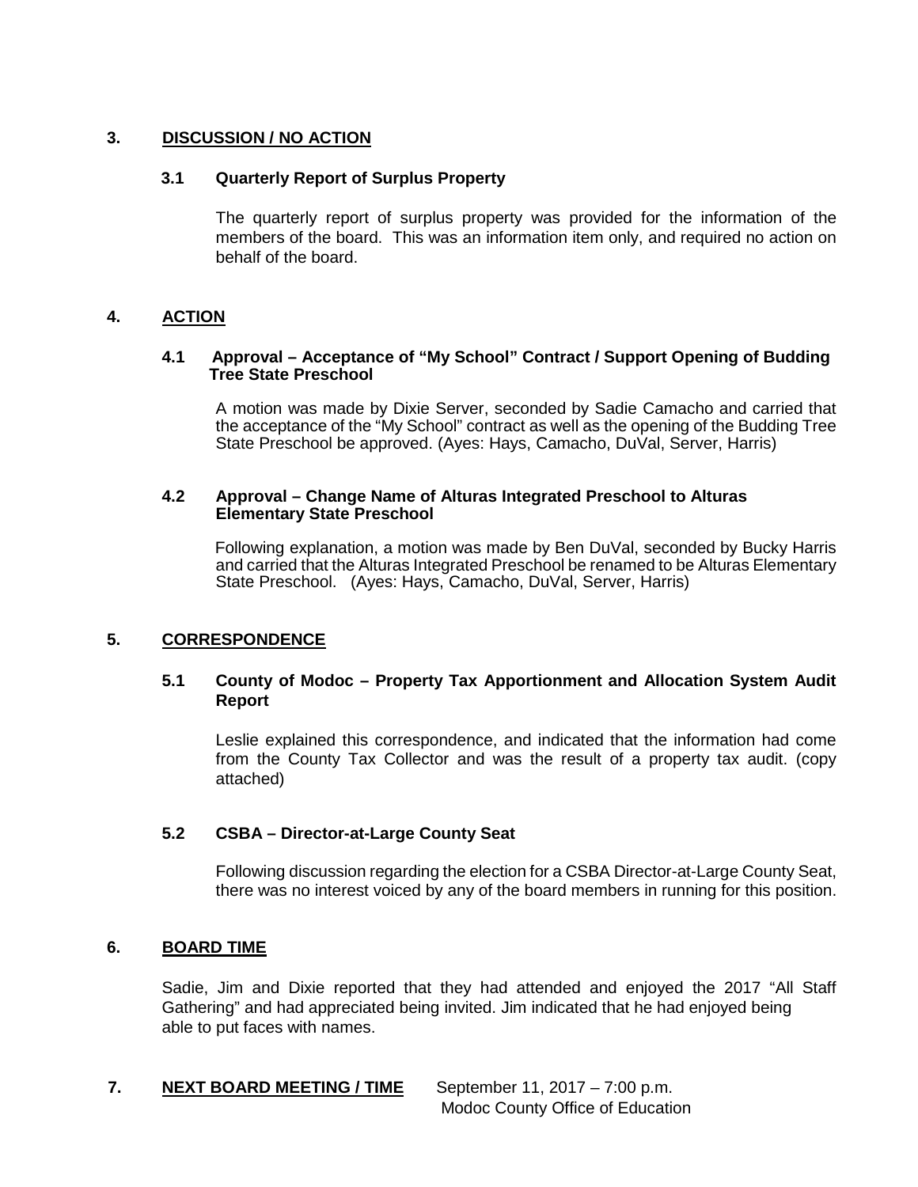## 3. DISCUSSION / NO ACTION

### 3.1 Quarterly Report of Surplus Property

The quarterly report of surplus property was provided for the information of the members of the board. This was an information item only, and required no action on behalf of the board.

## 4. ACTION

### 4.1 Approval – Acceptance of "My School" Contract / Support Opening of Budding Tree State Preschool

A motion was made by Dixie Server, seconded by Sadie Camacho and carried that the acceptance of the "My School" contract as well as the opening of the Budding Tree State Preschool be approved. (Ayes: Hays, Camacho, DuVal, Server, Harris)

### 4.2 Approval – Change Name of Alturas Integrated Preschool to Alturas Elementary State Preschool

Following explanation, a motion was made by Ben DuVal, seconded by Bucky Harris and carried that the Alturas Integrated Preschool be renamed to be Alturas Elementary State Preschool. (Ayes: Hays, Camacho, DuVal, Server, Harris)

## 5. CORRESPONDENCE

### 5.1 County of Modoc – Property Tax Apportionment and Allocation System Audit Report

Leslie explained this correspondence, and indicated that the information had come from the County Tax Collector and was the result of a property tax audit. (copy attached)

### 5.2 CSBA – Director-at-Large County Seat

Following discussion regarding the election for a CSBA Director-at-Large County Seat, there was no interest voiced by any of the board members in running for this position.

## 6. BOARD TIME

Sadie, Jim and Dixie reported that they had attended and enjoyed the 2017 "All Staff Gathering" and had appreciated being invited. Jim indicated that he had enjoyed being able to put faces with names.

## 7. NEXT BOARD MEETING / TIME

September 11, 2017 – 7:00 p.m.
Modoc County Office of Education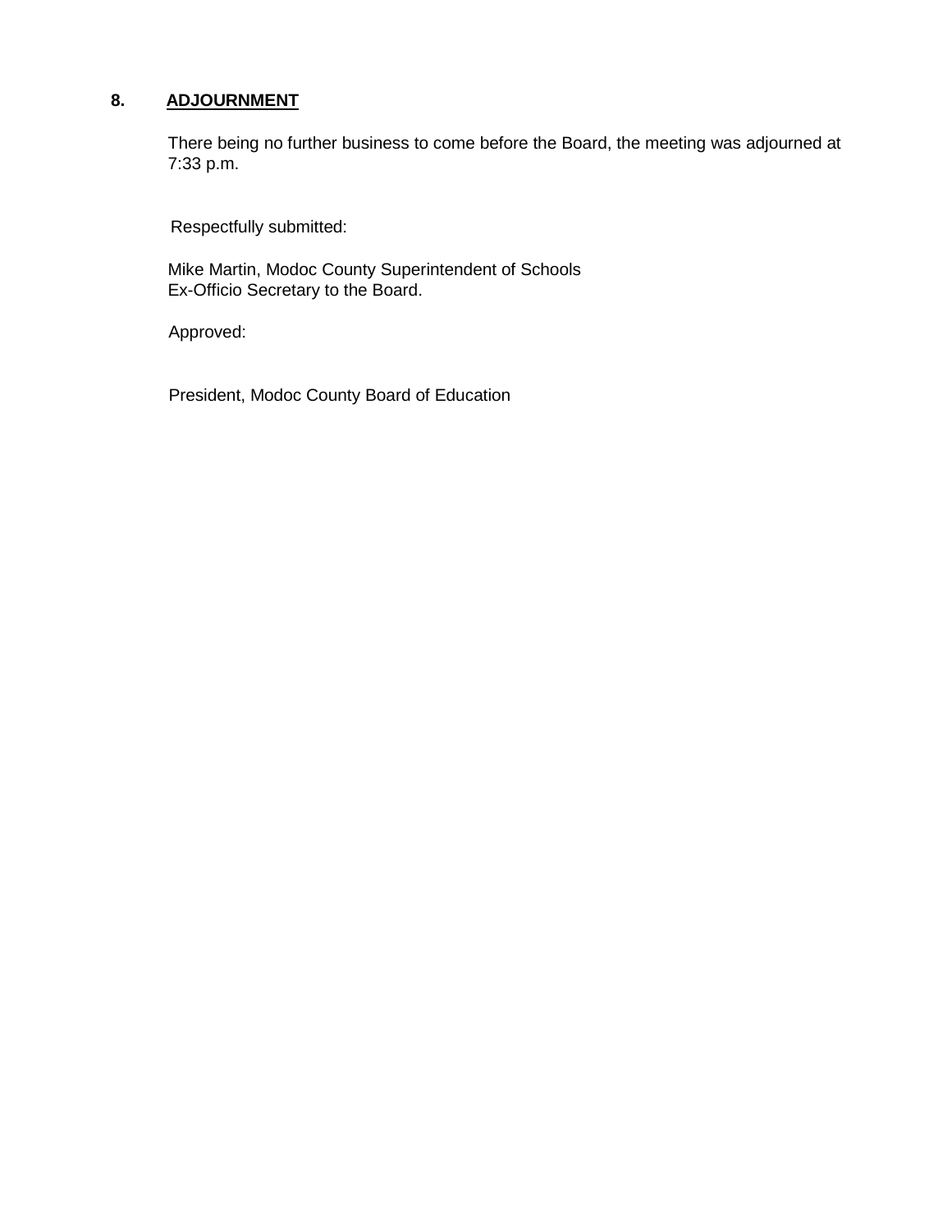## 8. ADJOURNMENT

There being no further business to come before the Board, the meeting was adjourned at 7:33 p.m.

Respectfully submitted:

Mike Martin, Modoc County Superintendent of Schools
Ex-Officio Secretary to the Board.

Approved:

President, Modoc County Board of Education